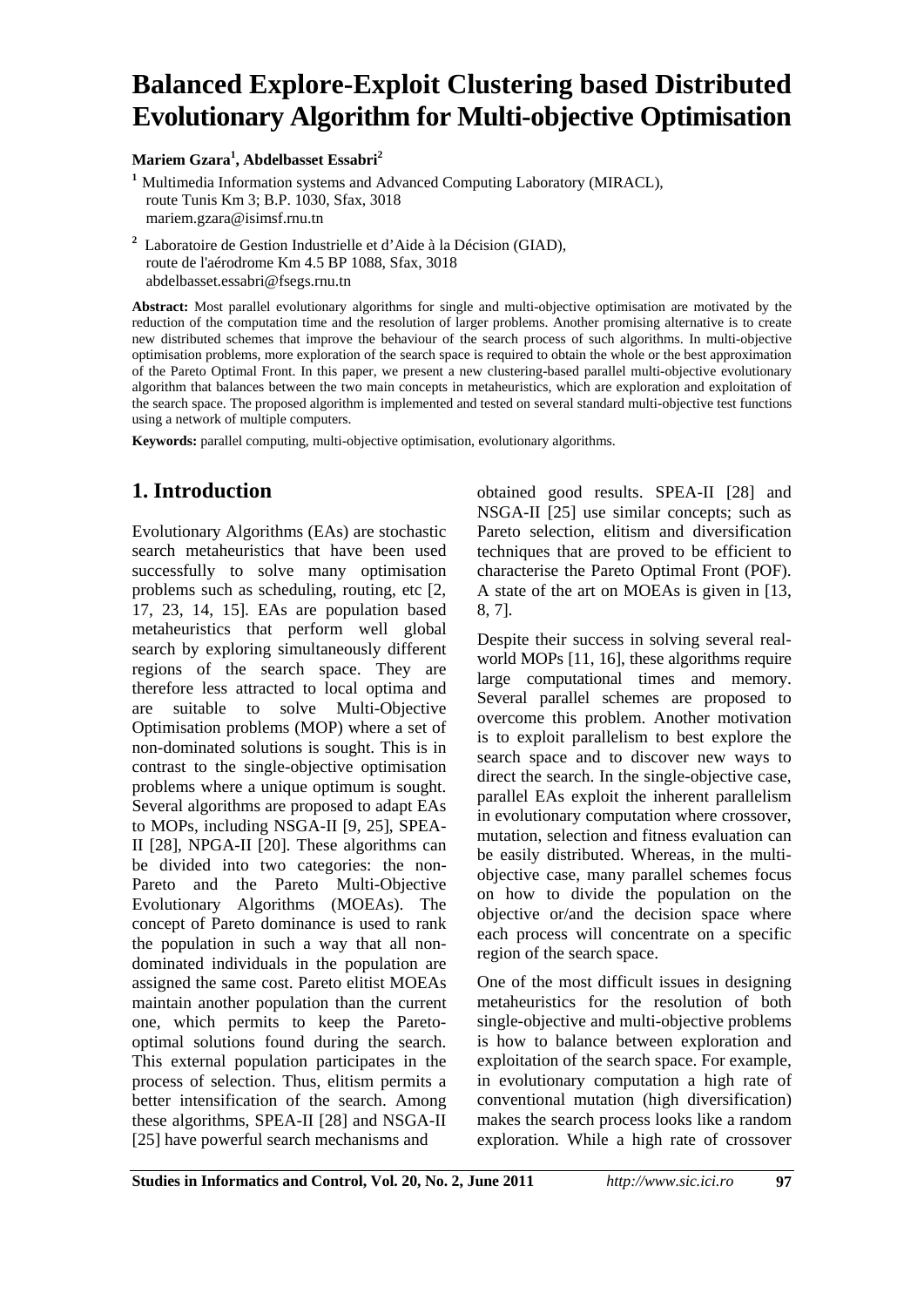# Balanced Explore-Exploit Clustering based Distributed Evolutionary Algorithm for Multi-objective Optimisation

**Mariem Gzara[1], Abdelbasset Essabri[2]**

[1] Multimedia Information systems and Advanced Computing Laboratory (MIRACL), route Tunis Km 3; B.P. 1030, Sfax, 3018
mariem.gzara@isimsf.rnu.tn

[2] Laboratoire de Gestion Industrielle et d'Aide à la Décision (GIAD), route de l'aérodrome Km 4.5 BP 1088, Sfax, 3018
abdelbasset.essabri@fsegs.rnu.tn

**Abstract:** Most parallel evolutionary algorithms for single and multi-objective optimisation are motivated by the reduction of the computation time and the resolution of larger problems. Another promising alternative is to create new distributed schemes that improve the behaviour of the search process of such algorithms. In multi-objective optimisation problems, more exploration of the search space is required to obtain the whole or the best approximation of the Pareto Optimal Front. In this paper, we present a new clustering-based parallel multi-objective evolutionary algorithm that balances between the two main concepts in metaheuristics, which are exploration and exploitation of the search space. The proposed algorithm is implemented and tested on several standard multi-objective test functions using a network of multiple computers.

**Keywords:** parallel computing, multi-objective optimisation, evolutionary algorithms.

## 1. Introduction

Evolutionary Algorithms (EAs) are stochastic search metaheuristics that have been used successfully to solve many optimisation problems such as scheduling, routing, etc [2, 17, 23, 14, 15]. EAs are population based metaheuristics that perform well global search by exploring simultaneously different regions of the search space. They are therefore less attracted to local optima and are suitable to solve Multi-Objective Optimisation problems (MOP) where a set of non-dominated solutions is sought. This is in contrast to the single-objective optimisation problems where a unique optimum is sought. Several algorithms are proposed to adapt EAs to MOPs, including NSGA-II [9, 25], SPEA-II [28], NPGA-II [20]. These algorithms can be divided into two categories: the non-Pareto and the Pareto Multi-Objective Evolutionary Algorithms (MOEAs). The concept of Pareto dominance is used to rank the population in such a way that all non-dominated individuals in the population are assigned the same cost. Pareto elitist MOEAs maintain another population than the current one, which permits to keep the Pareto-optimal solutions found during the search. This external population participates in the process of selection. Thus, elitism permits a better intensification of the search. Among these algorithms, SPEA-II [28] and NSGA-II [25] have powerful search mechanisms and obtained good results. SPEA-II [28] and NSGA-II [25] use similar concepts; such as Pareto selection, elitism and diversification techniques that are proved to be efficient to characterise the Pareto Optimal Front (POF). A state of the art on MOEAs is given in [13, 8, 7].

Despite their success in solving several real-world MOPs [11, 16], these algorithms require large computational times and memory. Several parallel schemes are proposed to overcome this problem. Another motivation is to exploit parallelism to best explore the search space and to discover new ways to direct the search. In the single-objective case, parallel EAs exploit the inherent parallelism in evolutionary computation where crossover, mutation, selection and fitness evaluation can be easily distributed. Whereas, in the multi-objective case, many parallel schemes focus on how to divide the population on the objective or/and the decision space where each process will concentrate on a specific region of the search space.

One of the most difficult issues in designing metaheuristics for the resolution of both single-objective and multi-objective problems is how to balance between exploration and exploitation of the search space. For example, in evolutionary computation a high rate of conventional mutation (high diversification) makes the search process looks like a random exploration. While a high rate of crossover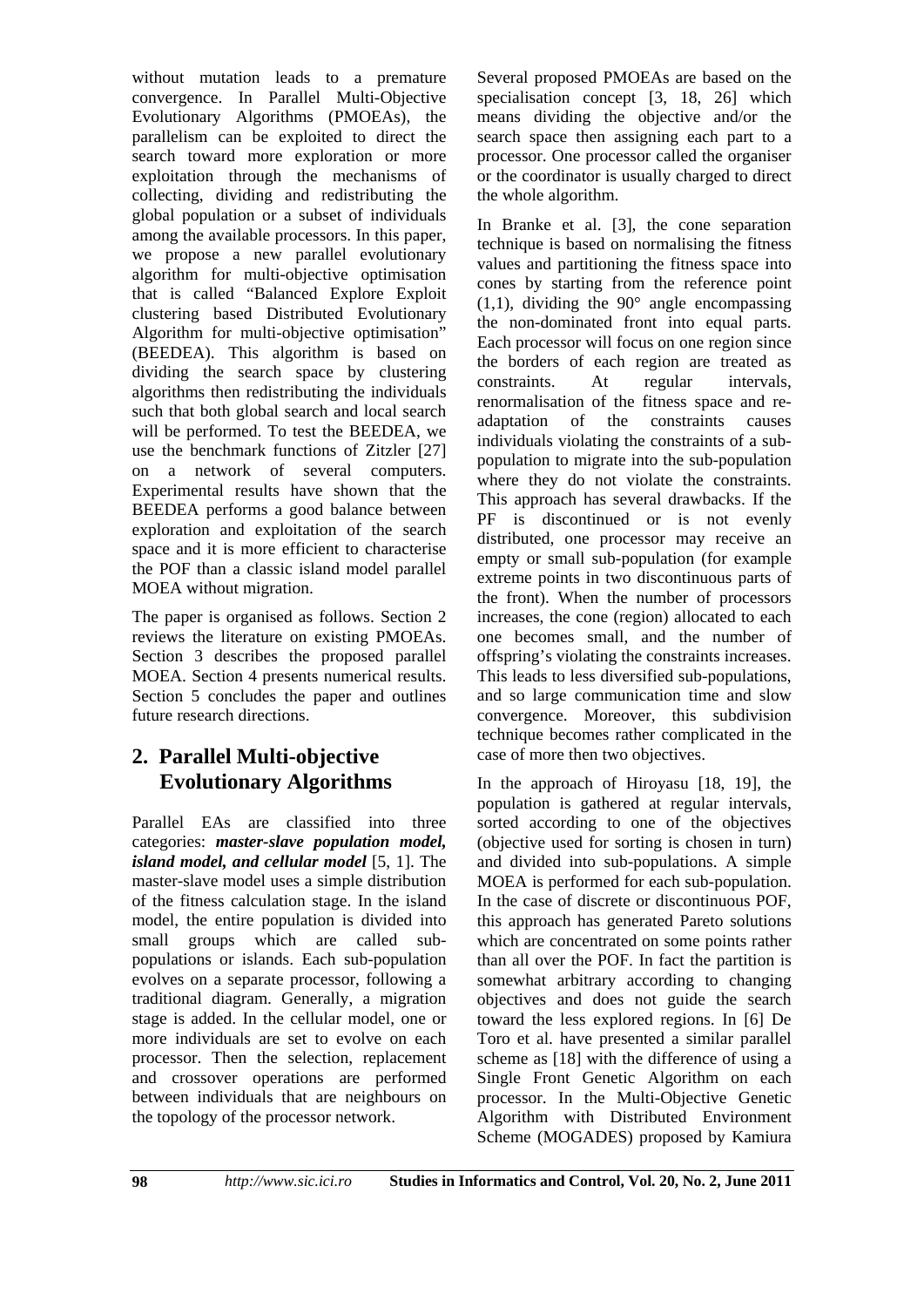without mutation leads to a premature convergence. In Parallel Multi-Objective Evolutionary Algorithms (PMOEAs), the parallelism can be exploited to direct the search toward more exploration or more exploitation through the mechanisms of collecting, dividing and redistributing the global population or a subset of individuals among the available processors. In this paper, we propose a new parallel evolutionary algorithm for multi-objective optimisation that is called "Balanced Explore Exploit clustering based Distributed Evolutionary Algorithm for multi-objective optimisation" (BEEDEA). This algorithm is based on dividing the search space by clustering algorithms then redistributing the individuals such that both global search and local search will be performed. To test the BEEDEA, we use the benchmark functions of Zitzler [27] on a network of several computers. Experimental results have shown that the BEEDEA performs a good balance between exploration and exploitation of the search space and it is more efficient to characterise the POF than a classic island model parallel MOEA without migration.

The paper is organised as follows. Section 2 reviews the literature on existing PMOEAs. Section 3 describes the proposed parallel MOEA. Section 4 presents numerical results. Section 5 concludes the paper and outlines future research directions.

## 2. Parallel Multi-objective Evolutionary Algorithms

Parallel EAs are classified into three categories: ***master-slave population model, island model, and cellular model*** [5, 1]. The master-slave model uses a simple distribution of the fitness calculation stage. In the island model, the entire population is divided into small groups which are called sub-populations or islands. Each sub-population evolves on a separate processor, following a traditional diagram. Generally, a migration stage is added. In the cellular model, one or more individuals are set to evolve on each processor. Then the selection, replacement and crossover operations are performed between individuals that are neighbours on the topology of the processor network.

Several proposed PMOEAs are based on the specialisation concept [3, 18, 26] which means dividing the objective and/or the search space then assigning each part to a processor. One processor called the organiser or the coordinator is usually charged to direct the whole algorithm.

In Branke et al. [3], the cone separation technique is based on normalising the fitness values and partitioning the fitness space into cones by starting from the reference point (1,1), dividing the 90° angle encompassing the non-dominated front into equal parts. Each processor will focus on one region since the borders of each region are treated as constraints. At regular intervals, renormalisation of the fitness space and re-adaptation of the constraints causes individuals violating the constraints of a sub-population to migrate into the sub-population where they do not violate the constraints. This approach has several drawbacks. If the PF is discontinued or is not evenly distributed, one processor may receive an empty or small sub-population (for example extreme points in two discontinuous parts of the front). When the number of processors increases, the cone (region) allocated to each one becomes small, and the number of offspring's violating the constraints increases. This leads to less diversified sub-populations, and so large communication time and slow convergence. Moreover, this subdivision technique becomes rather complicated in the case of more then two objectives.

In the approach of Hiroyasu [18, 19], the population is gathered at regular intervals, sorted according to one of the objectives (objective used for sorting is chosen in turn) and divided into sub-populations. A simple MOEA is performed for each sub-population. In the case of discrete or discontinuous POF, this approach has generated Pareto solutions which are concentrated on some points rather than all over the POF. In fact the partition is somewhat arbitrary according to changing objectives and does not guide the search toward the less explored regions. In [6] De Toro et al. have presented a similar parallel scheme as [18] with the difference of using a Single Front Genetic Algorithm on each processor. In the Multi-Objective Genetic Algorithm with Distributed Environment Scheme (MOGADES) proposed by Kamiura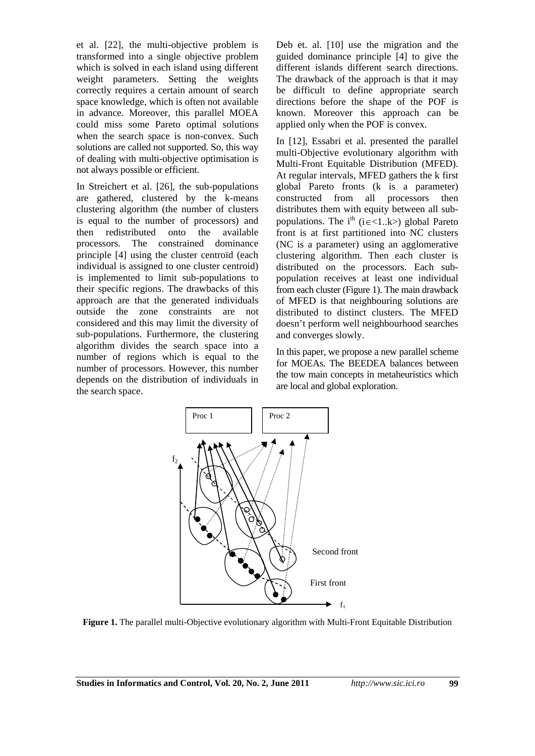et al. [22], the multi-objective problem is transformed into a single objective problem which is solved in each island using different weight parameters. Setting the weights correctly requires a certain amount of search space knowledge, which is often not available in advance. Moreover, this parallel MOEA could miss some Pareto optimal solutions when the search space is non-convex. Such solutions are called not supported. So, this way of dealing with multi-objective optimisation is not always possible or efficient.

In Streichert et al. [26], the sub-populations are gathered, clustered by the k-means clustering algorithm (the number of clusters is equal to the number of processors) and then redistributed onto the available processors. The constrained dominance principle [4] using the cluster centroïd (each individual is assigned to one cluster centroid) is implemented to limit sub-populations to their specific regions. The drawbacks of this approach are that the generated individuals outside the zone constraints are not considered and this may limit the diversity of sub-populations. Furthermore, the clustering algorithm divides the search space into a number of regions which is equal to the number of processors. However, this number depends on the distribution of individuals in the search space.

Deb et. al. [10] use the migration and the guided dominance principle [4] to give the different islands different search directions. The drawback of the approach is that it may be difficult to define appropriate search directions before the shape of the POF is known. Moreover this approach can be applied only when the POF is convex.

In [12], Essabri et al. presented the parallel multi-Objective evolutionary algorithm with Multi-Front Equitable Distribution (MFED). At regular intervals, MFED gathers the k first global Pareto fronts (k is a parameter) constructed from all processors then distributes them with equity between all sub-populations. The $i^{th}$ ($i \in <1..k>$) global Pareto front is at first partitioned into NC clusters (NC is a parameter) using an agglomerative clustering algorithm. Then each cluster is distributed on the processors. Each sub-population receives at least one individual from each cluster (Figure 1). The main drawback of MFED is that neighbouring solutions are distributed to distinct clusters. The MFED doesn't perform well neighbourhood searches and converges slowly.

In this paper, we propose a new parallel scheme for MOEAs. The BEEDEA balances between the tow main concepts in metaheuristics which are local and global exploration.

Proc 1 Proc 2

$f_2$ $f_1$

Second front

First front

**Figure 1.** The parallel multi-Objective evolutionary algorithm with Multi-Front Equitable Distribution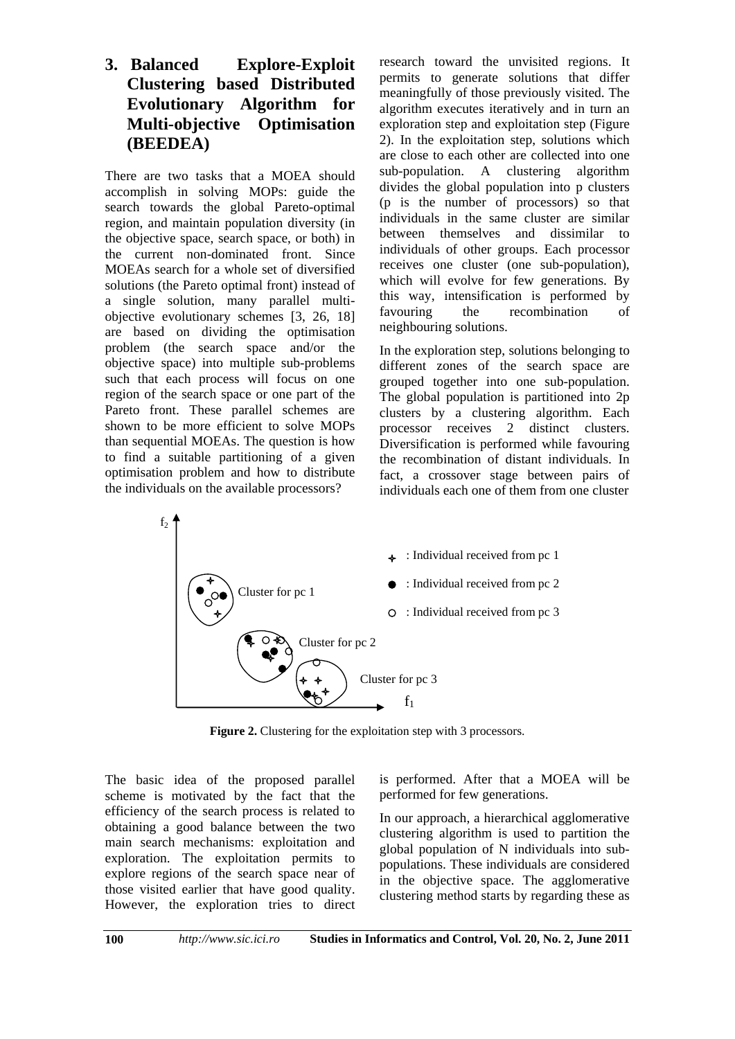## 3. Balanced Explore-Exploit Clustering based Distributed Evolutionary Algorithm for Multi-objective Optimisation (BEEDEA)

There are two tasks that a MOEA should accomplish in solving MOPs: guide the search towards the global Pareto-optimal region, and maintain population diversity (in the objective space, search space, or both) in the current non-dominated front. Since MOEAs search for a whole set of diversified solutions (the Pareto optimal front) instead of a single solution, many parallel multi-objective evolutionary schemes [3, 26, 18] are based on dividing the optimisation problem (the search space and/or the objective space) into multiple sub-problems such that each process will focus on one region of the search space or one part of the Pareto front. These parallel schemes are shown to be more efficient to solve MOPs than sequential MOEAs. The question is how to find a suitable partitioning of a given optimisation problem and how to distribute the individuals on the available processors?

The basic idea of the proposed parallel scheme is motivated by the fact that the efficiency of the search process is related to obtaining a good balance between the two main search mechanisms: exploitation and exploration. The exploitation permits to explore regions of the search space near of those visited earlier that have good quality. However, the exploration tries to direct research toward the unvisited regions. It permits to generate solutions that differ meaningfully of those previously visited. The algorithm executes iteratively and in turn an exploration step and exploitation step (Figure 2). In the exploitation step, solutions which are close to each other are collected into one sub-population. A clustering algorithm divides the global population into p clusters (p is the number of processors) so that individuals in the same cluster are similar between themselves and dissimilar to individuals of other groups. Each processor receives one cluster (one sub-population), which will evolve for few generations. By this way, intensification is performed by favouring the recombination of neighbouring solutions.

In the exploration step, solutions belonging to different zones of the search space are grouped together into one sub-population. The global population is partitioned into 2p clusters by a clustering algorithm. Each processor receives 2 distinct clusters. Diversification is performed while favouring the recombination of distant individuals. In fact, a crossover stage between pairs of individuals each one of them from one cluster is performed. After that a MOEA will be performed for few generations.

**Figure 2.** Clustering for the exploitation step with 3 processors.

In our approach, a hierarchical agglomerative clustering algorithm is used to partition the global population of N individuals into sub-populations. These individuals are considered in the objective space. The agglomerative clustering method starts by regarding these as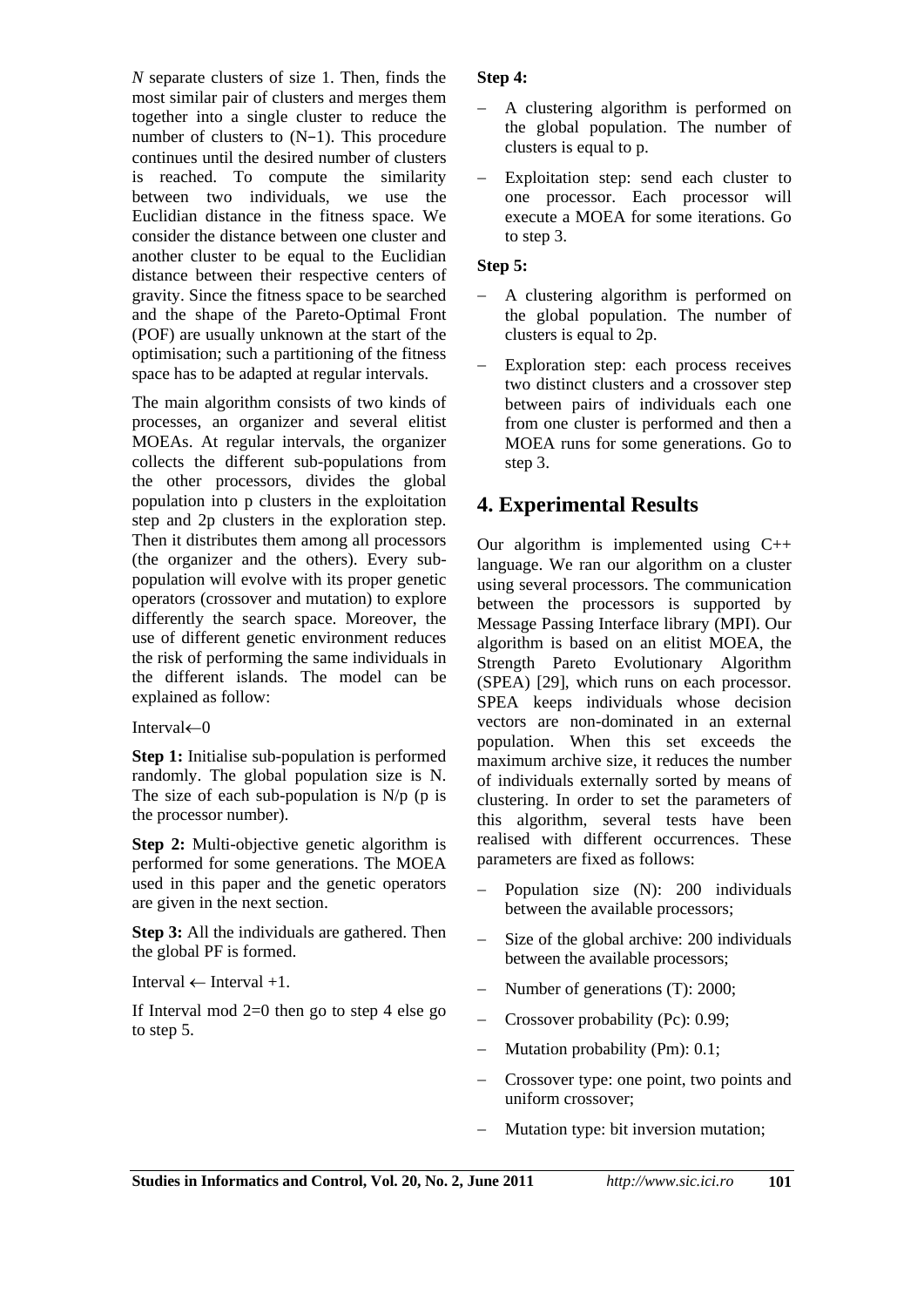*N* separate clusters of size 1. Then, finds the most similar pair of clusters and merges them together into a single cluster to reduce the number of clusters to (N−1). This procedure continues until the desired number of clusters is reached. To compute the similarity between two individuals, we use the Euclidian distance in the fitness space. We consider the distance between one cluster and another cluster to be equal to the Euclidian distance between their respective centers of gravity. Since the fitness space to be searched and the shape of the Pareto-Optimal Front (POF) are usually unknown at the start of the optimisation; such a partitioning of the fitness space has to be adapted at regular intervals.

The main algorithm consists of two kinds of processes, an organizer and several elitist MOEAs. At regular intervals, the organizer collects the different sub-populations from the other processors, divides the global population into p clusters in the exploitation step and 2p clusters in the exploration step. Then it distributes them among all processors (the organizer and the others). Every sub-population will evolve with its proper genetic operators (crossover and mutation) to explore differently the search space. Moreover, the use of different genetic environment reduces the risk of performing the same individuals in the different islands. The model can be explained as follow:

Interval←0

**Step 1:** Initialise sub-population is performed randomly. The global population size is N. The size of each sub-population is N/p (p is the processor number).

**Step 2:** Multi-objective genetic algorithm is performed for some generations. The MOEA used in this paper and the genetic operators are given in the next section.

**Step 3:** All the individuals are gathered. Then the global PF is formed.

Interval ← Interval +1.

If Interval mod 2=0 then go to step 4 else go to step 5.

**Step 4:**

- A clustering algorithm is performed on the global population. The number of clusters is equal to p.
- Exploitation step: send each cluster to one processor. Each processor will execute a MOEA for some iterations. Go to step 3.

**Step 5:**

- A clustering algorithm is performed on the global population. The number of clusters is equal to 2p.
- Exploration step: each process receives two distinct clusters and a crossover step between pairs of individuals each one from one cluster is performed and then a MOEA runs for some generations. Go to step 3.

# 4. Experimental Results

Our algorithm is implemented using C++ language. We ran our algorithm on a cluster using several processors. The communication between the processors is supported by Message Passing Interface library (MPI). Our algorithm is based on an elitist MOEA, the Strength Pareto Evolutionary Algorithm (SPEA) [29], which runs on each processor. SPEA keeps individuals whose decision vectors are non-dominated in an external population. When this set exceeds the maximum archive size, it reduces the number of individuals externally sorted by means of clustering. In order to set the parameters of this algorithm, several tests have been realised with different occurrences. These parameters are fixed as follows:

- Population size (N): 200 individuals between the available processors;
- Size of the global archive: 200 individuals between the available processors;
- Number of generations (T): 2000;
- Crossover probability (Pc): 0.99;
- Mutation probability (Pm): 0.1;
- Crossover type: one point, two points and uniform crossover;
- Mutation type: bit inversion mutation;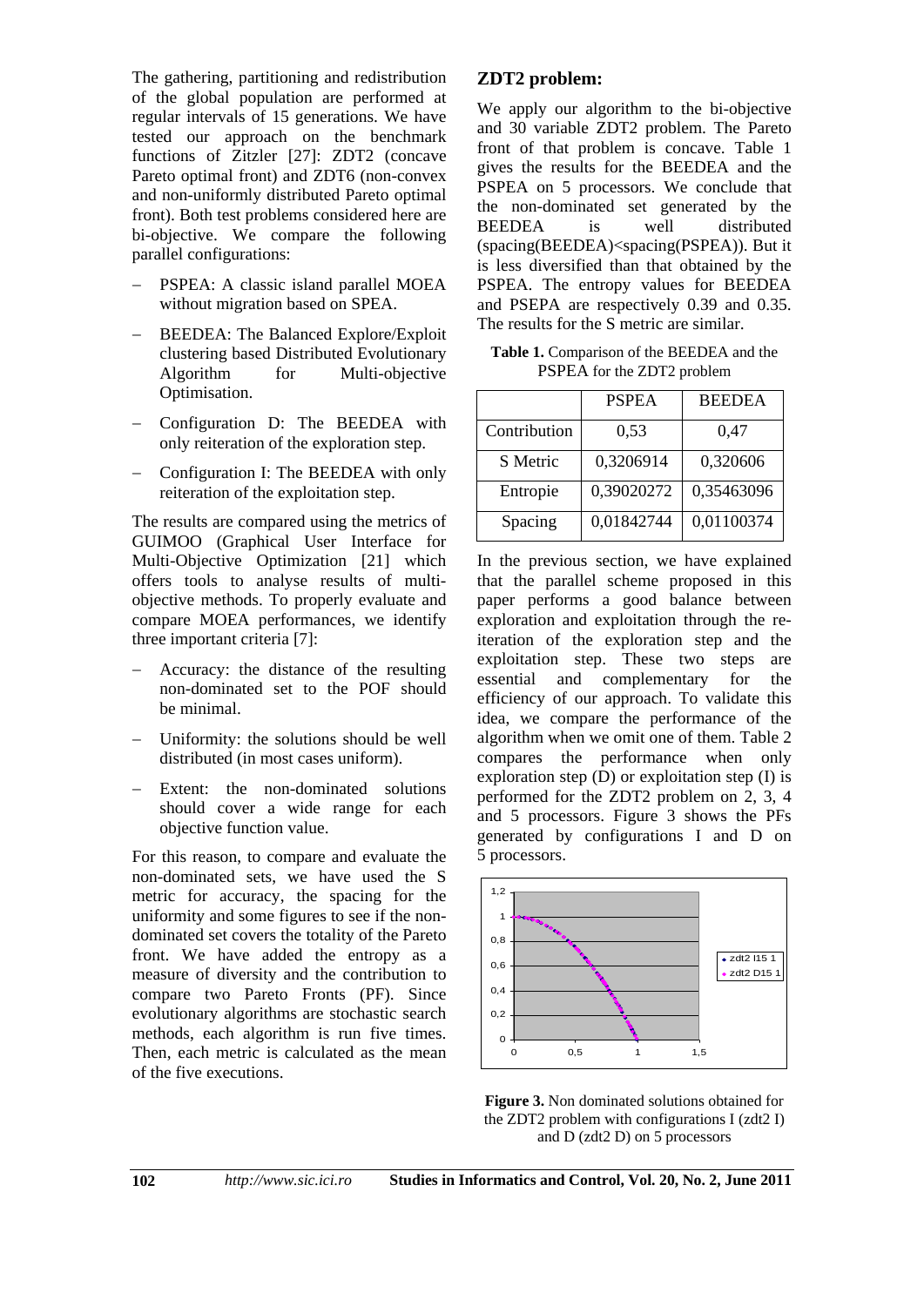The gathering, partitioning and redistribution of the global population are performed at regular intervals of 15 generations. We have tested our approach on the benchmark functions of Zitzler [27]: ZDT2 (concave Pareto optimal front) and ZDT6 (non-convex and non-uniformly distributed Pareto optimal front). Both test problems considered here are bi-objective. We compare the following parallel configurations:

- PSPEA: A classic island parallel MOEA without migration based on SPEA.
- BEEDEA: The Balanced Explore/Exploit clustering based Distributed Evolutionary Algorithm for Multi-objective Optimisation.
- Configuration D: The BEEDEA with only reiteration of the exploration step.
- Configuration I: The BEEDEA with only reiteration of the exploitation step.

The results are compared using the metrics of GUIMOO (Graphical User Interface for Multi-Objective Optimization [21] which offers tools to analyse results of multi-objective methods. To properly evaluate and compare MOEA performances, we identify three important criteria [7]:

- Accuracy: the distance of the resulting non-dominated set to the POF should be minimal.
- Uniformity: the solutions should be well distributed (in most cases uniform).
- Extent: the non-dominated solutions should cover a wide range for each objective function value.

For this reason, to compare and evaluate the non-dominated sets, we have used the S metric for accuracy, the spacing for the uniformity and some figures to see if the non-dominated set covers the totality of the Pareto front. We have added the entropy as a measure of diversity and the contribution to compare two Pareto Fronts (PF). Since evolutionary algorithms are stochastic search methods, each algorithm is run five times. Then, each metric is calculated as the mean of the five executions.

## ZDT2 problem:

We apply our algorithm to the bi-objective and 30 variable ZDT2 problem. The Pareto front of that problem is concave. Table 1 gives the results for the BEEDEA and the PSPEA on 5 processors. We conclude that the non-dominated set generated by the BEEDEA is well distributed (spacing(BEEDEA)<spacing(PSPEA)). But it is less diversified than that obtained by the PSPEA. The entropy values for BEEDEA and PSEPA are respectively 0.39 and 0.35. The results for the S metric are similar.

**Table 1.** Comparison of the BEEDEA and the PSPEA for the ZDT2 problem

| | PSPEA | BEEDEA |
|---|---|---|
| Contribution | 0,53 | 0,47 |
| S Metric | 0,3206914 | 0,320606 |
| Entropie | 0,39020272 | 0,35463096 |
| Spacing | 0,01842744 | 0,01100374 |

In the previous section, we have explained that the parallel scheme proposed in this paper performs a good balance between exploration and exploitation through the re-iteration of the exploration step and the exploitation step. These two steps are essential and complementary for the efficiency of our approach. To validate this idea, we compare the performance of the algorithm when we omit one of them. Table 2 compares the performance when only exploration step (D) or exploitation step (I) is performed for the ZDT2 problem on 2, 3, 4 and 5 processors. Figure 3 shows the PFs generated by configurations I and D on 5 processors.

**Figure 3.** Non dominated solutions obtained for the ZDT2 problem with configurations I (zdt2 I) and D (zdt2 D) on 5 processors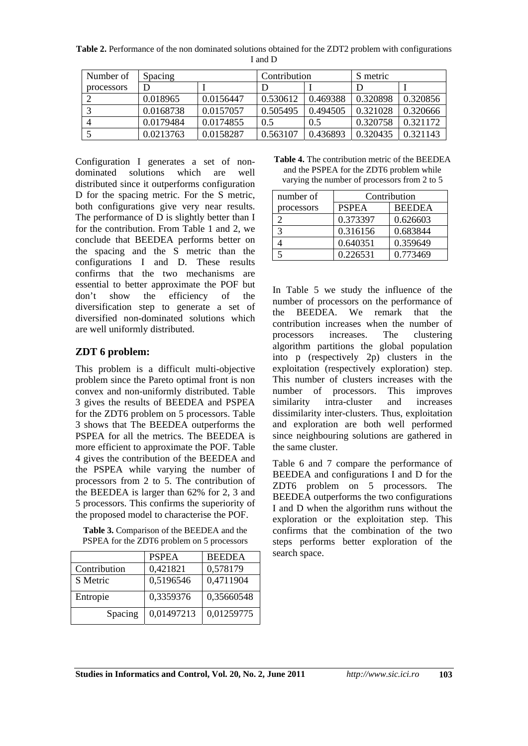**Table 2.** Performance of the non dominated solutions obtained for the ZDT2 problem with configurations I and D

| Number of | Spacing | | Contribution | | S metric | |
|---|---|---|---|---|---|---|
| processors | D | I | D | I | D | I |
| 2 | 0.018965 | 0.0156447 | 0.530612 | 0.469388 | 0.320898 | 0.320856 |
| 3 | 0.0168738 | 0.0157057 | 0.505495 | 0.494505 | 0.321028 | 0.320666 |
| 4 | 0.0179484 | 0.0174855 | 0.5 | 0.5 | 0.320758 | 0.321172 |
| 5 | 0.0213763 | 0.0158287 | 0.563107 | 0.436893 | 0.320435 | 0.321143 |

Configuration I generates a set of non-dominated solutions which are well distributed since it outperforms configuration D for the spacing metric. For the S metric, both configurations give very near results. The performance of D is slightly better than I for the contribution. From Table 1 and 2, we conclude that BEEDEA performs better on the spacing and the S metric than the configurations I and D. These results confirms that the two mechanisms are essential to better approximate the POF but don't show the efficiency of the diversification step to generate a set of diversified non-dominated solutions which are well uniformly distributed.

## ZDT 6 problem:

This problem is a difficult multi-objective problem since the Pareto optimal front is non convex and non-uniformly distributed. Table 3 gives the results of BEEDEA and PSPEA for the ZDT6 problem on 5 processors. Table 3 shows that The BEEDEA outperforms the PSPEA for all the metrics. The BEEDEA is more efficient to approximate the POF. Table 4 gives the contribution of the BEEDEA and the PSPEA while varying the number of processors from 2 to 5. The contribution of the BEEDEA is larger than 62% for 2, 3 and 5 processors. This confirms the superiority of the proposed model to characterise the POF.

**Table 3.** Comparison of the BEEDEA and the PSPEA for the ZDT6 problem on 5 processors

| | PSPEA | BEEDEA |
|---|---|---|
| Contribution | 0,421821 | 0,578179 |
| S Metric | 0,5196546 | 0,4711904 |
| Entropie | 0,3359376 | 0,35660548 |
| Spacing | 0,01497213 | 0,01259775 |

**Table 4.** The contribution metric of the BEEDEA and the PSPEA for the ZDT6 problem while varying the number of processors from 2 to 5

| number of | Contribution | |
|---|---|---|
| processors | PSPEA | BEEDEA |
| 2 | 0.373397 | 0.626603 |
| 3 | 0.316156 | 0.683844 |
| 4 | 0.640351 | 0.359649 |
| 5 | 0.226531 | 0.773469 |

In Table 5 we study the influence of the number of processors on the performance of the BEEDEA. We remark that the contribution increases when the number of processors increases. The clustering algorithm partitions the global population into p (respectively 2p) clusters in the exploitation (respectively exploration) step. This number of clusters increases with the number of processors. This improves similarity intra-cluster and increases dissimilarity inter-clusters. Thus, exploitation and exploration are both well performed since neighbouring solutions are gathered in the same cluster.

Table 6 and 7 compare the performance of BEEDEA and configurations I and D for the ZDT6 problem on 5 processors. The BEEDEA outperforms the two configurations I and D when the algorithm runs without the exploration or the exploitation step. This confirms that the combination of the two steps performs better exploration of the search space.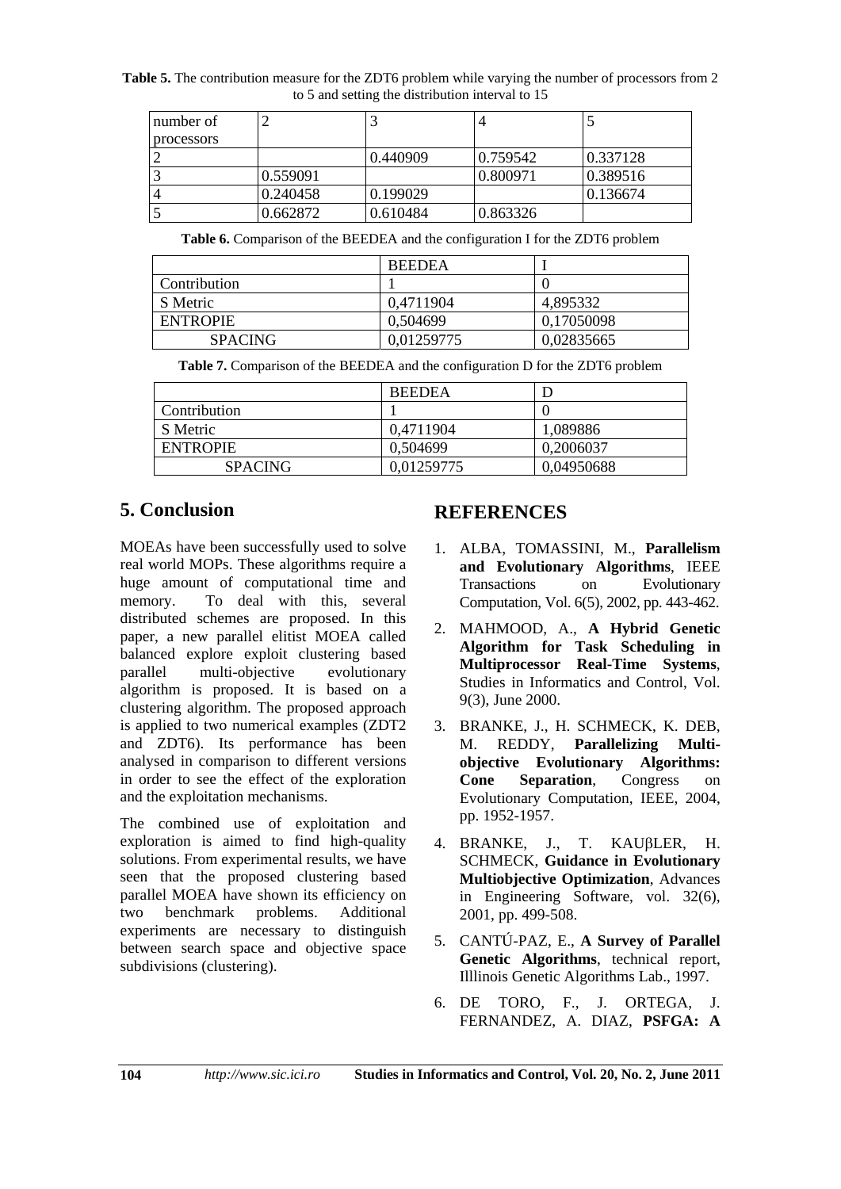**Table 5.** The contribution measure for the ZDT6 problem while varying the number of processors from 2 to 5 and setting the distribution interval to 15

| number of processors | 2 | 3 | 4 | 5 |
|---|---|---|---|---|
| 2 | | 0.440909 | 0.759542 | 0.337128 |
| 3 | 0.559091 | | 0.800971 | 0.389516 |
| 4 | 0.240458 | 0.199029 | | 0.136674 |
| 5 | 0.662872 | 0.610484 | 0.863326 | |

**Table 6.** Comparison of the BEEDEA and the configuration I for the ZDT6 problem

| | BEEDEA | I |
|---|---|---|
| Contribution | 1 | 0 |
| S Metric | 0,4711904 | 4,895332 |
| ENTROPIE | 0,504699 | 0,17050098 |
| SPACING | 0,01259775 | 0,02835665 |

**Table 7.** Comparison of the BEEDEA and the configuration D for the ZDT6 problem

| | BEEDEA | D |
|---|---|---|
| Contribution | 1 | 0 |
| S Metric | 0,4711904 | 1,089886 |
| ENTROPIE | 0,504699 | 0,2006037 |
| SPACING | 0,01259775 | 0,04950688 |

## 5. Conclusion

MOEAs have been successfully used to solve real world MOPs. These algorithms require a huge amount of computational time and memory. To deal with this, several distributed schemes are proposed. In this paper, a new parallel elitist MOEA called balanced explore exploit clustering based parallel multi-objective evolutionary algorithm is proposed. It is based on a clustering algorithm. The proposed approach is applied to two numerical examples (ZDT2 and ZDT6). Its performance has been analysed in comparison to different versions in order to see the effect of the exploration and the exploitation mechanisms.

The combined use of exploitation and exploration is aimed to find high-quality solutions. From experimental results, we have seen that the proposed clustering based parallel MOEA have shown its efficiency on two benchmark problems. Additional experiments are necessary to distinguish between search space and objective space subdivisions (clustering).

## REFERENCES

1. ALBA, TOMASSINI, M., **Parallelism and Evolutionary Algorithms**, IEEE Transactions on Evolutionary Computation, Vol. 6(5), 2002, pp. 443-462.
2. MAHMOOD, A., **A Hybrid Genetic Algorithm for Task Scheduling in Multiprocessor Real-Time Systems**, Studies in Informatics and Control, Vol. 9(3), June 2000.
3. BRANKE, J., H. SCHMECK, K. DEB, M. REDDY, **Parallelizing Multi-objective Evolutionary Algorithms: Cone Separation**, Congress on Evolutionary Computation, IEEE, 2004, pp. 1952-1957.
4. BRANKE, J., T. KAUβLER, H. SCHMECK, **Guidance in Evolutionary Multiobjective Optimization**, Advances in Engineering Software, vol. 32(6), 2001, pp. 499-508.
5. CANTÚ-PAZ, E., **A Survey of Parallel Genetic Algorithms**, technical report, Illlinois Genetic Algorithms Lab., 1997.
6. DE TORO, F., J. ORTEGA, J. FERNANDEZ, A. DIAZ, **PSFGA: A**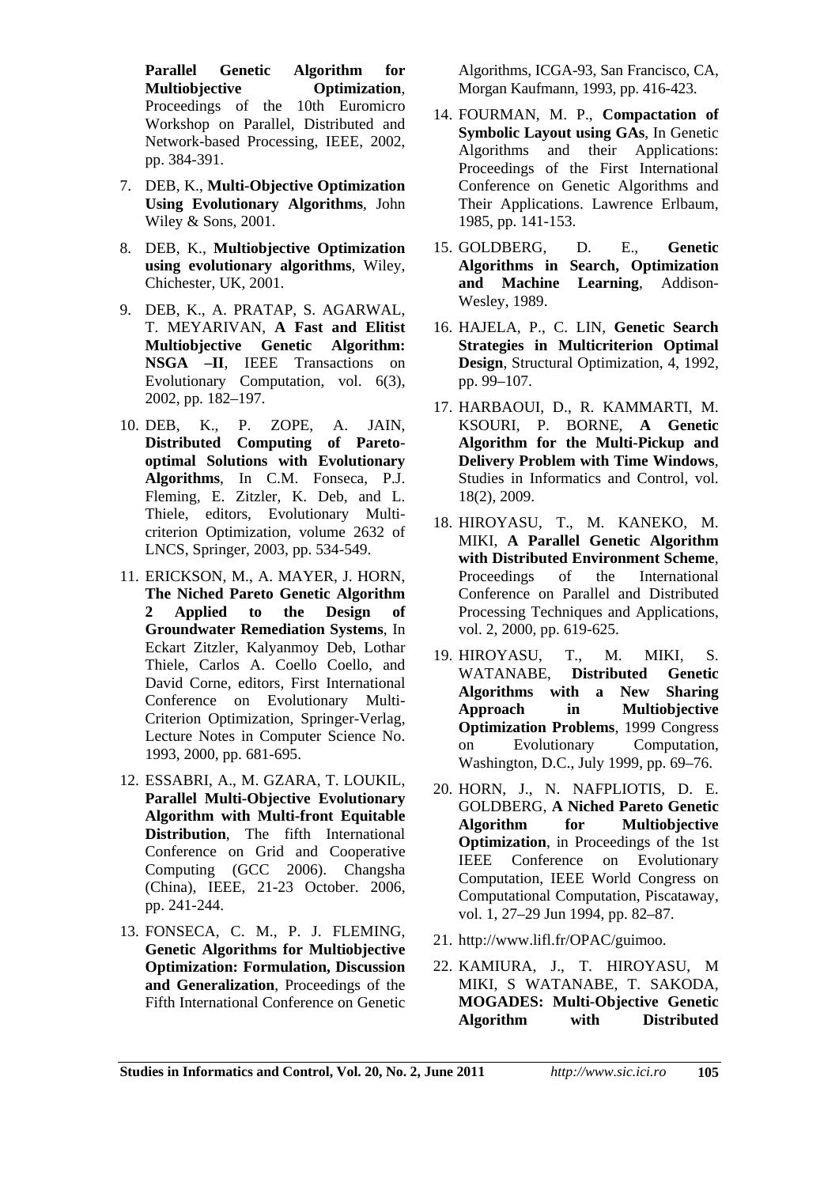**Parallel Genetic Algorithm for Multiobjective Optimization**, Proceedings of the 10th Euromicro Workshop on Parallel, Distributed and Network-based Processing, IEEE, 2002, pp. 384-391.

7. DEB, K., **Multi-Objective Optimization Using Evolutionary Algorithms**, John Wiley & Sons, 2001.

8. DEB, K., **Multiobjective Optimization using evolutionary algorithms**, Wiley, Chichester, UK, 2001.

9. DEB, K., A. PRATAP, S. AGARWAL, T. MEYARIVAN, **A Fast and Elitist Multiobjective Genetic Algorithm: NSGA –II**, IEEE Transactions on Evolutionary Computation, vol. 6(3), 2002, pp. 182–197.

10. DEB, K., P. ZOPE, A. JAIN, **Distributed Computing of Pareto-optimal Solutions with Evolutionary Algorithms**, In C.M. Fonseca, P.J. Fleming, E. Zitzler, K. Deb, and L. Thiele, editors, Evolutionary Multi-criterion Optimization, volume 2632 of LNCS, Springer, 2003, pp. 534-549.

11. ERICKSON, M., A. MAYER, J. HORN, **The Niched Pareto Genetic Algorithm 2 Applied to the Design of Groundwater Remediation Systems**, In Eckart Zitzler, Kalyanmoy Deb, Lothar Thiele, Carlos A. Coello Coello, and David Corne, editors, First International Conference on Evolutionary Multi-Criterion Optimization, Springer-Verlag, Lecture Notes in Computer Science No. 1993, 2000, pp. 681-695.

12. ESSABRI, A., M. GZARA, T. LOUKIL, **Parallel Multi-Objective Evolutionary Algorithm with Multi-front Equitable Distribution**, The fifth International Conference on Grid and Cooperative Computing (GCC 2006). Changsha (China), IEEE, 21-23 October. 2006, pp. 241-244.

13. FONSECA, C. M., P. J. FLEMING, **Genetic Algorithms for Multiobjective Optimization: Formulation, Discussion and Generalization**, Proceedings of the Fifth International Conference on Genetic Algorithms, ICGA-93, San Francisco, CA, Morgan Kaufmann, 1993, pp. 416-423.

14. FOURMAN, M. P., **Compactation of Symbolic Layout using GAs**, In Genetic Algorithms and their Applications: Proceedings of the First International Conference on Genetic Algorithms and Their Applications. Lawrence Erlbaum, 1985, pp. 141-153.

15. GOLDBERG, D. E., **Genetic Algorithms in Search, Optimization and Machine Learning**, Addison-Wesley, 1989.

16. HAJELA, P., C. LIN, **Genetic Search Strategies in Multicriterion Optimal Design**, Structural Optimization, 4, 1992, pp. 99–107.

17. HARBAOUI, D., R. KAMMARTI, M. KSOURI, P. BORNE, **A Genetic Algorithm for the Multi-Pickup and Delivery Problem with Time Windows**, Studies in Informatics and Control, vol. 18(2), 2009.

18. HIROYASU, T., M. KANEKO, M. MIKI, **A Parallel Genetic Algorithm with Distributed Environment Scheme**, Proceedings of the International Conference on Parallel and Distributed Processing Techniques and Applications, vol. 2, 2000, pp. 619-625.

19. HIROYASU, T., M. MIKI, S. WATANABE, **Distributed Genetic Algorithms with a New Sharing Approach in Multiobjective Optimization Problems**, 1999 Congress on Evolutionary Computation, Washington, D.C., July 1999, pp. 69–76.

20. HORN, J., N. NAFPLIOTIS, D. E. GOLDBERG, **A Niched Pareto Genetic Algorithm for Multiobjective Optimization**, in Proceedings of the 1st IEEE Conference on Evolutionary Computation, IEEE World Congress on Computational Computation, Piscataway, vol. 1, 27–29 Jun 1994, pp. 82–87.

21. http://www.lifl.fr/OPAC/guimoo.

22. KAMIURA, J., T. HIROYASU, M MIKI, S WATANABE, T. SAKODA, **MOGADES: Multi-Objective Genetic Algorithm with Distributed**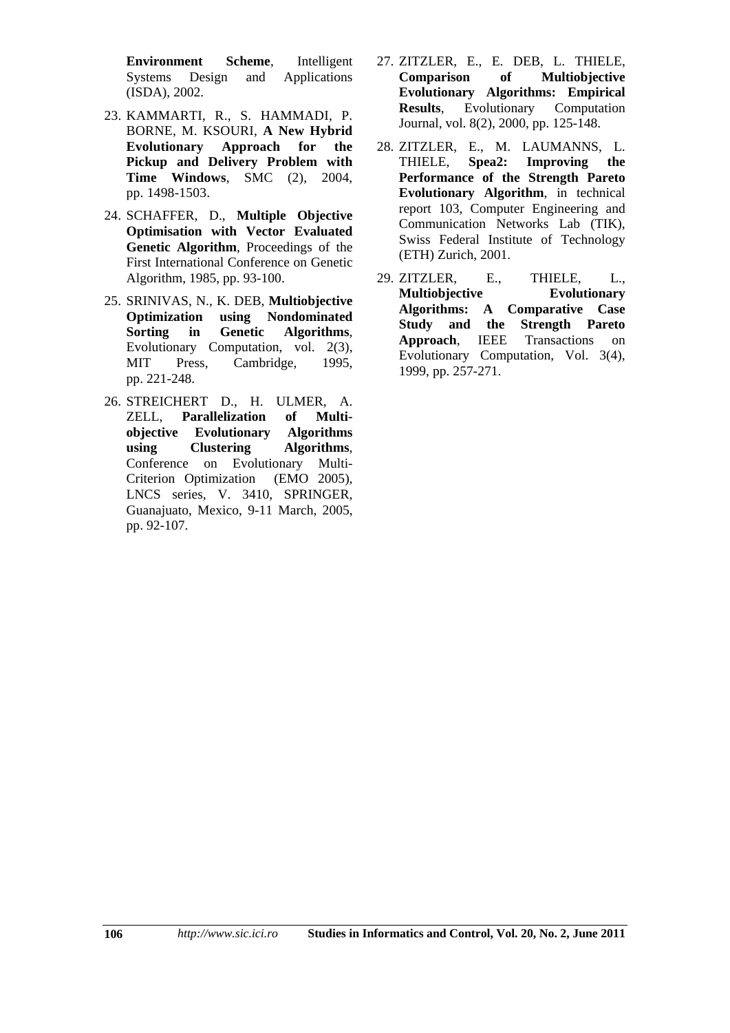**Environment Scheme**, Intelligent Systems Design and Applications (ISDA), 2002.

23. KAMMARTI, R., S. HAMMADI, P. BORNE, M. KSOURI, **A New Hybrid Evolutionary Approach for the Pickup and Delivery Problem with Time Windows**, SMC (2), 2004, pp. 1498-1503.

24. SCHAFFER, D., **Multiple Objective Optimisation with Vector Evaluated Genetic Algorithm**, Proceedings of the First International Conference on Genetic Algorithm, 1985, pp. 93-100.

25. SRINIVAS, N., K. DEB, **Multiobjective Optimization using Nondominated Sorting in Genetic Algorithms**, Evolutionary Computation, vol. 2(3), MIT Press, Cambridge, 1995, pp. 221-248.

26. STREICHERT D., H. ULMER, A. ZELL, **Parallelization of Multi-objective Evolutionary Algorithms using Clustering Algorithms**, Conference on Evolutionary Multi-Criterion Optimization (EMO 2005), LNCS series, V. 3410, SPRINGER, Guanajuato, Mexico, 9-11 March, 2005, pp. 92-107.

27. ZITZLER, E., E. DEB, L. THIELE, **Comparison of Multiobjective Evolutionary Algorithms: Empirical Results**, Evolutionary Computation Journal, vol. 8(2), 2000, pp. 125-148.

28. ZITZLER, E., M. LAUMANNS, L. THIELE, **Spea2: Improving the Performance of the Strength Pareto Evolutionary Algorithm**, in technical report 103, Computer Engineering and Communication Networks Lab (TIK), Swiss Federal Institute of Technology (ETH) Zurich, 2001.

29. ZITZLER, E., THIELE, L., **Multiobjective Evolutionary Algorithms: A Comparative Case Study and the Strength Pareto Approach**, IEEE Transactions on Evolutionary Computation, Vol. 3(4), 1999, pp. 257-271.